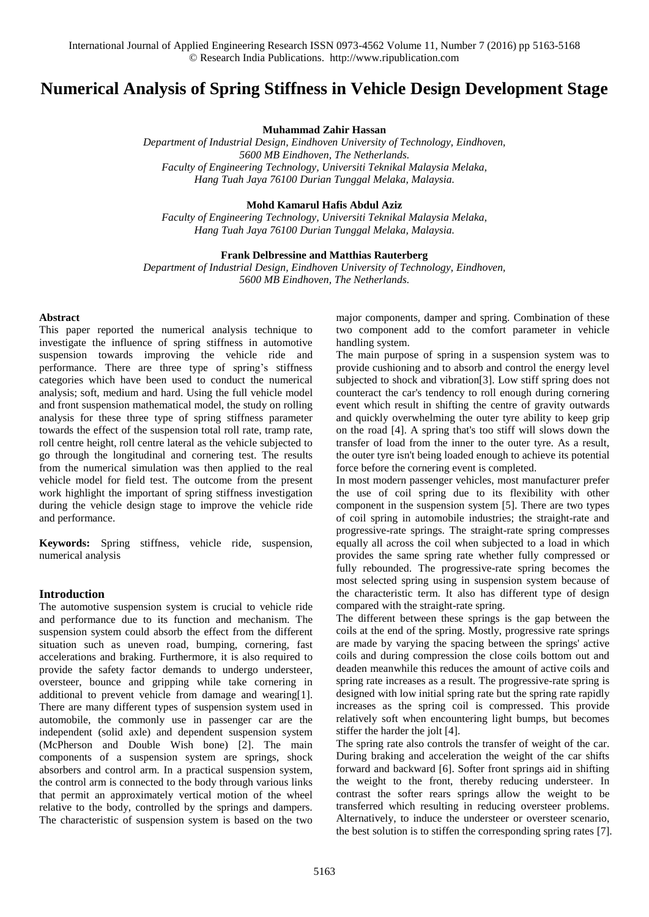# Numerical Analysis of Spring Stiffness in Vehicle Design Development Stage

**Muhammad Zahir Hassan**

*Department of Industrial Design, Eindhoven University of Technology, Eindhoven, 5600 MB Eindhoven, The Netherlands.*
*Faculty of Engineering Technology, Universiti Teknikal Malaysia Melaka, Hang Tuah Jaya 76100 Durian Tunggal Melaka, Malaysia.*

**Mohd Kamarul Hafis Abdul Aziz**

*Faculty of Engineering Technology, Universiti Teknikal Malaysia Melaka, Hang Tuah Jaya 76100 Durian Tunggal Melaka, Malaysia.*

**Frank Delbressine and Matthias Rauterberg**

*Department of Industrial Design, Eindhoven University of Technology, Eindhoven, 5600 MB Eindhoven, The Netherlands.*

#### Abstract

This paper reported the numerical analysis technique to investigate the influence of spring stiffness in automotive suspension towards improving the vehicle ride and performance. There are three type of spring's stiffness categories which have been used to conduct the numerical analysis; soft, medium and hard. Using the full vehicle model and front suspension mathematical model, the study on rolling analysis for these three type of spring stiffness parameter towards the effect of the suspension total roll rate, tramp rate, roll centre height, roll centre lateral as the vehicle subjected to go through the longitudinal and cornering test. The results from the numerical simulation was then applied to the real vehicle model for field test. The outcome from the present work highlight the important of spring stiffness investigation during the vehicle design stage to improve the vehicle ride and performance.

**Keywords:** Spring stiffness, vehicle ride, suspension, numerical analysis

## Introduction

The automotive suspension system is crucial to vehicle ride and performance due to its function and mechanism. The suspension system could absorb the effect from the different situation such as uneven road, bumping, cornering, fast accelerations and braking. Furthermore, it is also required to provide the safety factor demands to undergo understeer, oversteer, bounce and gripping while take cornering in additional to prevent vehicle from damage and wearing[1]. There are many different types of suspension system used in automobile, the commonly use in passenger car are the independent (solid axle) and dependent suspension system (McPherson and Double Wish bone) [2]. The main components of a suspension system are springs, shock absorbers and control arm. In a practical suspension system, the control arm is connected to the body through various links that permit an approximately vertical motion of the wheel relative to the body, controlled by the springs and dampers. The characteristic of suspension system is based on the two major components, damper and spring. Combination of these two component add to the comfort parameter in vehicle handling system.

The main purpose of spring in a suspension system was to provide cushioning and to absorb and control the energy level subjected to shock and vibration[3]. Low stiff spring does not counteract the car's tendency to roll enough during cornering event which result in shifting the centre of gravity outwards and quickly overwhelming the outer tyre ability to keep grip on the road [4]. A spring that's too stiff will slows down the transfer of load from the inner to the outer tyre. As a result, the outer tyre isn't being loaded enough to achieve its potential force before the cornering event is completed.

In most modern passenger vehicles, most manufacturer prefer the use of coil spring due to its flexibility with other component in the suspension system [5]. There are two types of coil spring in automobile industries; the straight-rate and progressive-rate springs. The straight-rate spring compresses equally all across the coil when subjected to a load in which provides the same spring rate whether fully compressed or fully rebounded. The progressive-rate spring becomes the most selected spring using in suspension system because of the characteristic term. It also has different type of design compared with the straight-rate spring.

The different between these springs is the gap between the coils at the end of the spring. Mostly, progressive rate springs are made by varying the spacing between the springs' active coils and during compression the close coils bottom out and deaden meanwhile this reduces the amount of active coils and spring rate increases as a result. The progressive-rate spring is designed with low initial spring rate but the spring rate rapidly increases as the spring coil is compressed. This provide relatively soft when encountering light bumps, but becomes stiffer the harder the jolt [4].

The spring rate also controls the transfer of weight of the car. During braking and acceleration the weight of the car shifts forward and backward [6]. Softer front springs aid in shifting the weight to the front, thereby reducing understeer. In contrast the softer rears springs allow the weight to be transferred which resulting in reducing oversteer problems. Alternatively, to induce the understeer or oversteer scenario, the best solution is to stiffen the corresponding spring rates [7].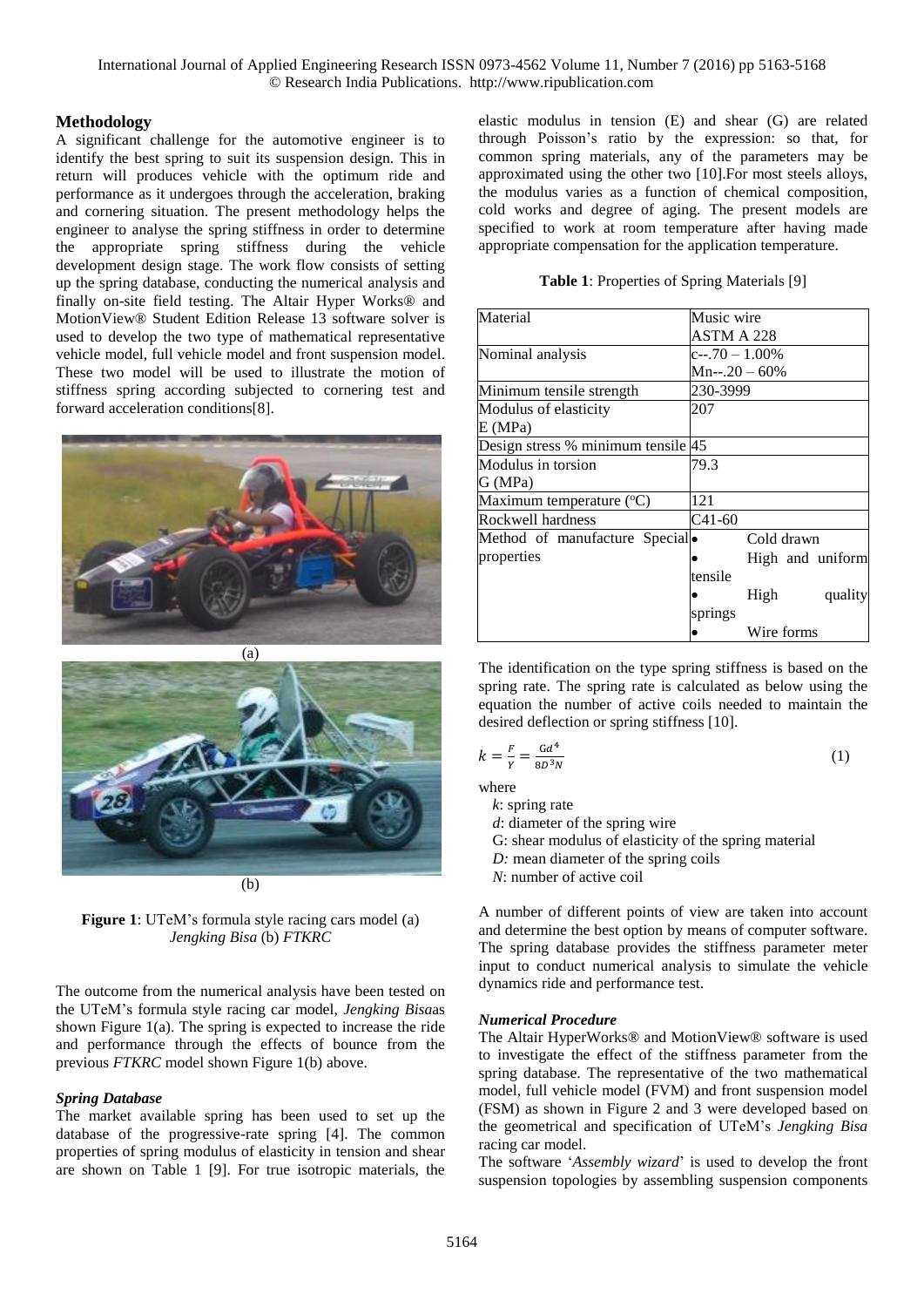## Methodology

A significant challenge for the automotive engineer is to identify the best spring to suit its suspension design. This in return will produces vehicle with the optimum ride and performance as it undergoes through the acceleration, braking and cornering situation. The present methodology helps the engineer to analyse the spring stiffness in order to determine the appropriate spring stiffness during the vehicle development design stage. The work flow consists of setting up the spring database, conducting the numerical analysis and finally on-site field testing. The Altair Hyper Works® and MotionView® Student Edition Release 13 software solver is used to develop the two type of mathematical representative vehicle model, full vehicle model and front suspension model. These two model will be used to illustrate the motion of stiffness spring according subjected to cornering test and forward acceleration conditions[8].

(a)

(b)

**Figure 1**: UTeM's formula style racing cars model (a) *Jengking Bisa* (b) *FTKRC*

The outcome from the numerical analysis have been tested on the UTeM's formula style racing car model, *Jengking Bisa*as shown Figure 1(a). The spring is expected to increase the ride and performance through the effects of bounce from the previous *FTKRC* model shown Figure 1(b) above.

### *Spring Database*

The market available spring has been used to set up the database of the progressive-rate spring [4]. The common properties of spring modulus of elasticity in tension and shear are shown on Table 1 [9]. For true isotropic materials, the elastic modulus in tension (E) and shear (G) are related through Poisson's ratio by the expression: so that, for common spring materials, any of the parameters may be approximated using the other two [10].For most steels alloys, the modulus varies as a function of chemical composition, cold works and degree of aging. The present models are specified to work at room temperature after having made appropriate compensation for the application temperature.

**Table 1**: Properties of Spring Materials [9]

| Material | Music wire ASTM A 228 |
|---|---|
| Nominal analysis | c--.70 – 1.00% Mn--.20 – 60% |
| Minimum tensile strength | 230-3999 |
| Modulus of elasticity E (MPa) | 207 |
| Design stress % minimum tensile | 45 |
| Modulus in torsion G (MPa) | 79.3 |
| Maximum temperature (ºC) | 121 |
| Rockwell hardness | C41-60 |
| Method of manufacture Special properties | • Cold drawn • High and uniform tensile • High quality springs • Wire forms |

The identification on the type spring stiffness is based on the spring rate. The spring rate is calculated as below using the equation the number of active coils needed to maintain the desired deflection or spring stiffness [10].

$$k = \frac{F}{Y} = \frac{Gd^4}{8D^3N} \quad (1)$$

where
- $k$: spring rate
- $d$: diameter of the spring wire
- G: shear modulus of elasticity of the spring material
- $D$: mean diameter of the spring coils
- $N$: number of active coil

A number of different points of view are taken into account and determine the best option by means of computer software. The spring database provides the stiffness parameter meter input to conduct numerical analysis to simulate the vehicle dynamics ride and performance test.

### *Numerical Procedure*

The Altair HyperWorks® and MotionView® software is used to investigate the effect of the stiffness parameter from the spring database. The representative of the two mathematical model, full vehicle model (FVM) and front suspension model (FSM) as shown in Figure 2 and 3 were developed based on the geometrical and specification of UTeM's *Jengking Bisa* racing car model.

The software '*Assembly wizard*' is used to develop the front suspension topologies by assembling suspension components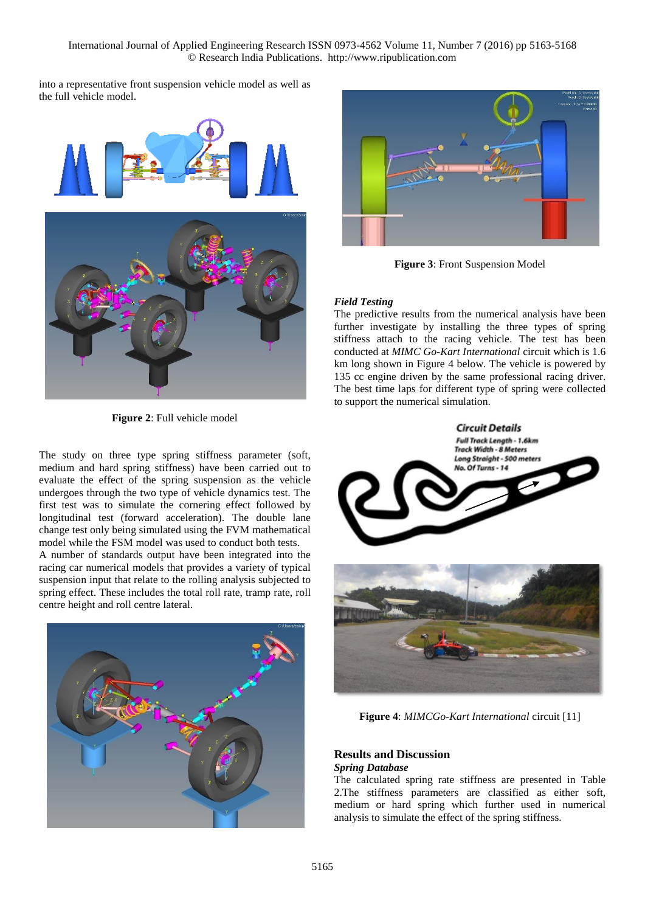into a representative front suspension vehicle model as well as the full vehicle model.

**Figure 2**: Full vehicle model

The study on three type spring stiffness parameter (soft, medium and hard spring stiffness) have been carried out to evaluate the effect of the spring suspension as the vehicle undergoes through the two type of vehicle dynamics test. The first test was to simulate the cornering effect followed by longitudinal test (forward acceleration). The double lane change test only being simulated using the FVM mathematical model while the FSM model was used to conduct both tests.

A number of standards output have been integrated into the racing car numerical models that provides a variety of typical suspension input that relate to the rolling analysis subjected to spring effect. These includes the total roll rate, tramp rate, roll centre height and roll centre lateral.

**Figure 3**: Front Suspension Model

### *Field Testing*

The predictive results from the numerical analysis have been further investigate by installing the three types of spring stiffness attach to the racing vehicle. The test has been conducted at *MIMC Go-Kart International* circuit which is 1.6 km long shown in Figure 4 below. The vehicle is powered by 135 cc engine driven by the same professional racing driver. The best time laps for different type of spring were collected to support the numerical simulation.

**Figure 4**: *MIMCGo-Kart International* circuit [11]

## Results and Discussion

### *Spring Database*

The calculated spring rate stiffness are presented in Table 2.The stiffness parameters are classified as either soft, medium or hard spring which further used in numerical analysis to simulate the effect of the spring stiffness.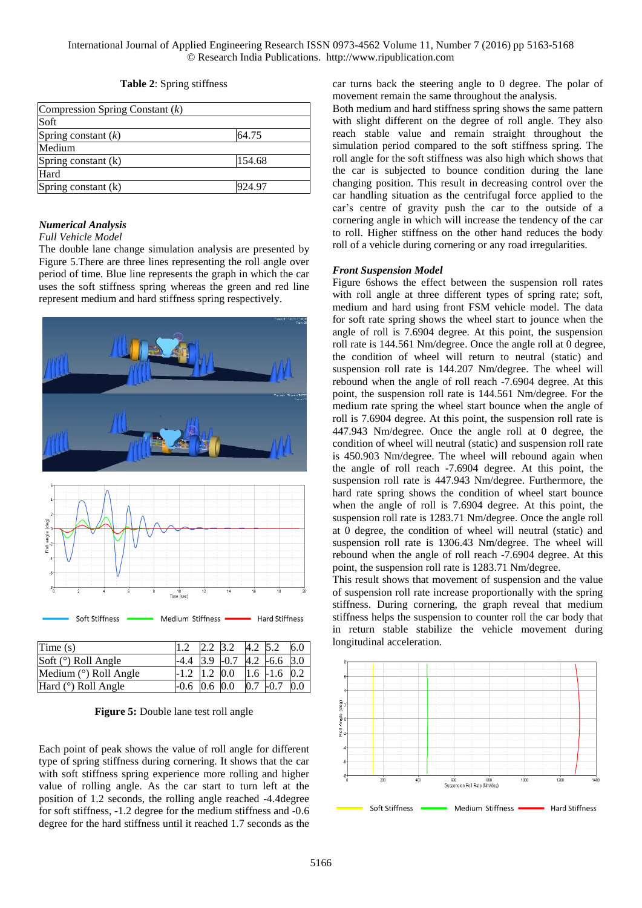**Table 2**: Spring stiffness

| Compression Spring Constant (*k*) | |
|---|---|
| Soft | |
| Spring constant (*k*) | 64.75 |
| Medium | |
| Spring constant (k) | 154.68 |
| Hard | |
| Spring constant (k) | 924.97 |

***Numerical Analysis***

*Full Vehicle Model*

The double lane change simulation analysis are presented by Figure 5.There are three lines representing the roll angle over period of time. Blue line represents the graph in which the car uses the soft stiffness spring whereas the green and red line represent medium and hard stiffness spring respectively.

| Time (s) | 1.2 | 2.2 | 3.2 | 4.2 | 5.2 | 6.0 |
|---|---|---|---|---|---|---|
| Soft (°) Roll Angle | -4.4 | 3.9 | -0.7 | 4.2 | -6.6 | 3.0 |
| Medium (°) Roll Angle | -1.2 | 1.2 | 0.0 | 1.6 | -1.6 | 0.2 |
| Hard (°) Roll Angle | -0.6 | 0.6 | 0.0 | 0.7 | -0.7 | 0.0 |

**Figure 5:** Double lane test roll angle

Each point of peak shows the value of roll angle for different type of spring stiffness during cornering. It shows that the car with soft stiffness spring experience more rolling and higher value of rolling angle. As the car start to turn left at the position of 1.2 seconds, the rolling angle reached -4.4degree for soft stiffness, -1.2 degree for the medium stiffness and -0.6 degree for the hard stiffness until it reached 1.7 seconds as the car turns back the steering angle to 0 degree. The polar of movement remain the same throughout the analysis.

Both medium and hard stiffness spring shows the same pattern with slight different on the degree of roll angle. They also reach stable value and remain straight throughout the simulation period compared to the soft stiffness spring. The roll angle for the soft stiffness was also high which shows that the car is subjected to bounce condition during the lane changing position. This result in decreasing control over the car handling situation as the centrifugal force applied to the car's centre of gravity push the car to the outside of a cornering angle in which will increase the tendency of the car to roll. Higher stiffness on the other hand reduces the body roll of a vehicle during cornering or any road irregularities.

***Front Suspension Model***

Figure 6shows the effect between the suspension roll rates with roll angle at three different types of spring rate; soft, medium and hard using front FSM vehicle model. The data for soft rate spring shows the wheel start to jounce when the angle of roll is 7.6904 degree. At this point, the suspension roll rate is 144.561 Nm/degree. Once the angle roll at 0 degree, the condition of wheel will return to neutral (static) and suspension roll rate is 144.207 Nm/degree. The wheel will rebound when the angle of roll reach -7.6904 degree. At this point, the suspension roll rate is 144.561 Nm/degree. For the medium rate spring the wheel start bounce when the angle of roll is 7.6904 degree. At this point, the suspension roll rate is 447.943 Nm/degree. Once the angle roll at 0 degree, the condition of wheel will neutral (static) and suspension roll rate is 450.903 Nm/degree. The wheel will rebound again when the angle of roll reach -7.6904 degree. At this point, the suspension roll rate is 447.943 Nm/degree. Furthermore, the hard rate spring shows the condition of wheel start bounce when the angle of roll is 7.6904 degree. At this point, the suspension roll rate is 1283.71 Nm/degree. Once the angle roll at 0 degree, the condition of wheel will neutral (static) and suspension roll rate is 1306.43 Nm/degree. The wheel will rebound when the angle of roll reach -7.6904 degree. At this point, the suspension roll rate is 1283.71 Nm/degree.

This result shows that movement of suspension and the value of suspension roll rate increase proportionally with the spring stiffness. During cornering, the graph reveal that medium stiffness helps the suspension to counter roll the car body that in return stable stabilize the vehicle movement during longitudinal acceleration.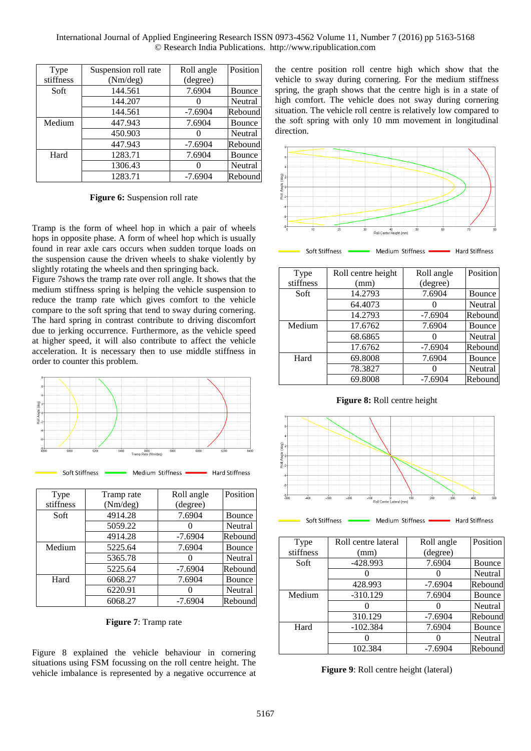| Type stiffness | Suspension roll rate (Nm/deg) | Roll angle (degree) | Position |
|---|---|---|---|
| Soft | 144.561 | 7.6904 | Bounce |
| | 144.207 | 0 | Neutral |
| | 144.561 | -7.6904 | Rebound |
| Medium | 447.943 | 7.6904 | Bounce |
| | 450.903 | 0 | Neutral |
| | 447.943 | -7.6904 | Rebound |
| Hard | 1283.71 | 7.6904 | Bounce |
| | 1306.43 | 0 | Neutral |
| | 1283.71 | -7.6904 | Rebound |

**Figure 6:** Suspension roll rate

Tramp is the form of wheel hop in which a pair of wheels hops in opposite phase. A form of wheel hop which is usually found in rear axle cars occurs when sudden torque loads on the suspension cause the driven wheels to shake violently by slightly rotating the wheels and then springing back.

Figure 7shows the tramp rate over roll angle. It shows that the medium stiffness spring is helping the vehicle suspension to reduce the tramp rate which gives comfort to the vehicle compare to the soft spring that tend to sway during cornering. The hard spring in contrast contribute to driving discomfort due to jerking occurrence. Furthermore, as the vehicle speed at higher speed, it will also contribute to affect the vehicle acceleration. It is necessary then to use middle stiffness in order to counter this problem.

| Type stiffness | Tramp rate (Nm/deg) | Roll angle (degree) | Position |
|---|---|---|---|
| Soft | 4914.28 | 7.6904 | Bounce |
| | 5059.22 | 0 | Neutral |
| | 4914.28 | -7.6904 | Rebound |
| Medium | 5225.64 | 7.6904 | Bounce |
| | 5365.78 | 0 | Neutral |
| | 5225.64 | -7.6904 | Rebound |
| Hard | 6068.27 | 7.6904 | Bounce |
| | 6220.91 | 0 | Neutral |
| | 6068.27 | -7.6904 | Rebound |

**Figure 7**: Tramp rate

Figure 8 explained the vehicle behaviour in cornering situations using FSM focussing on the roll centre height. The vehicle imbalance is represented by a negative occurrence at the centre position roll centre high which show that the vehicle to sway during cornering. For the medium stiffness spring, the graph shows that the centre high is in a state of high comfort. The vehicle does not sway during cornering situation. The vehicle roll centre is relatively low compared to the soft spring with only 10 mm movement in longitudinal direction.

| Type stiffness | Roll centre height (mm) | Roll angle (degree) | Position |
|---|---|---|---|
| Soft | 14.2793 | 7.6904 | Bounce |
| | 64.4073 | 0 | Neutral |
| | 14.2793 | -7.6904 | Rebound |
| Medium | 17.6762 | 7.6904 | Bounce |
| | 68.6865 | 0 | Neutral |
| | 17.6762 | -7.6904 | Rebound |
| Hard | 69.8008 | 7.6904 | Bounce |
| | 78.3827 | 0 | Neutral |
| | 69.8008 | -7.6904 | Rebound |

**Figure 8:** Roll centre height

| Type stiffness | Roll centre lateral (mm) | Roll angle (degree) | Position |
|---|---|---|---|
| Soft | -428.993 | 7.6904 | Bounce |
| | 0 | 0 | Neutral |
| | 428.993 | -7.6904 | Rebound |
| Medium | -310.129 | 7.6904 | Bounce |
| | 0 | 0 | Neutral |
| | 310.129 | -7.6904 | Rebound |
| Hard | -102.384 | 7.6904 | Bounce |
| | 0 | 0 | Neutral |
| | 102.384 | -7.6904 | Rebound |

**Figure 9**: Roll centre height (lateral)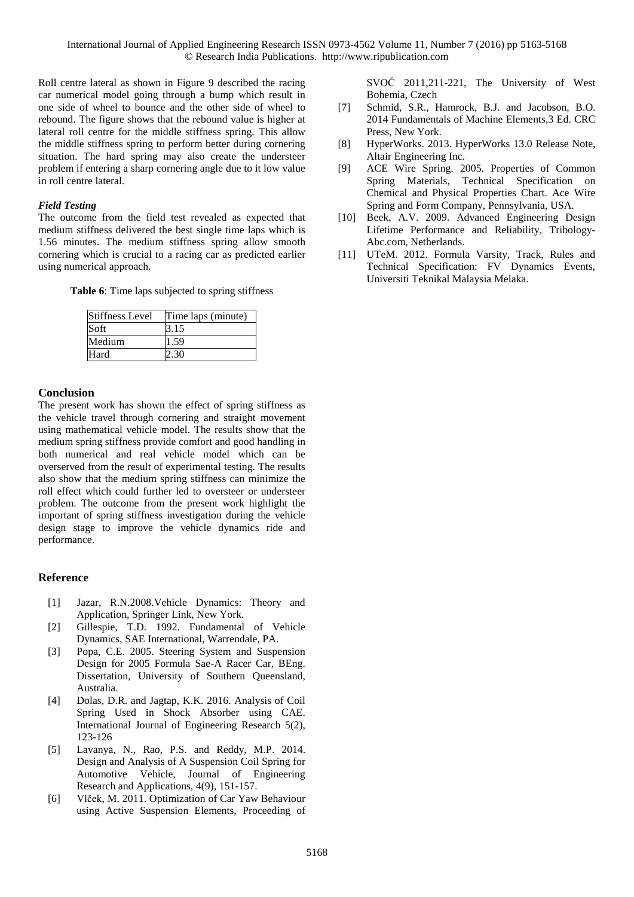Roll centre lateral as shown in Figure 9 described the racing car numerical model going through a bump which result in one side of wheel to bounce and the other side of wheel to rebound. The figure shows that the rebound value is higher at lateral roll centre for the middle stiffness spring. This allow the middle stiffness spring to perform better during cornering situation. The hard spring may also create the understeer problem if entering a sharp cornering angle due to it low value in roll centre lateral.

### *Field Testing*

The outcome from the field test revealed as expected that medium stiffness delivered the best single time laps which is 1.56 minutes. The medium stiffness spring allow smooth cornering which is crucial to a racing car as predicted earlier using numerical approach.

**Table 6**: Time laps subjected to spring stiffness

| Stiffness Level | Time laps (minute) |
|---|---|
| Soft | 3.15 |
| Medium | 1.59 |
| Hard | 2.30 |

## Conclusion

The present work has shown the effect of spring stiffness as the vehicle travel through cornering and straight movement using mathematical vehicle model. The results show that the medium spring stiffness provide comfort and good handling in both numerical and real vehicle model which can be overserved from the result of experimental testing. The results also show that the medium spring stiffness can minimize the roll effect which could further led to oversteer or understeer problem. The outcome from the present work highlight the important of spring stiffness investigation during the vehicle design stage to improve the vehicle dynamics ride and performance.

## Reference

[1] Jazar, R.N.2008.Vehicle Dynamics: Theory and Application, Springer Link, New York.

[2] Gillespie, T.D. 1992. Fundamental of Vehicle Dynamics, SAE International, Warrendale, PA.

[3] Popa, C.E. 2005. Steering System and Suspension Design for 2005 Formula Sae-A Racer Car, BEng. Dissertation, University of Southern Queensland, Australia.

[4] Dolas, D.R. and Jagtap, K.K. 2016. Analysis of Coil Spring Used in Shock Absorber using CAE. International Journal of Engineering Research 5(2), 123-126

[5] Lavanya, N., Rao, P.S. and Reddy, M.P. 2014. Design and Analysis of A Suspension Coil Spring for Automotive Vehicle, Journal of Engineering Research and Applications, 4(9), 151-157.

[6] Vlček, M. 2011. Optimization of Car Yaw Behaviour using Active Suspension Elements, Proceeding of SVOČ 2011,211-221, The University of West Bohemia, Czech

[7] Schmid, S.R., Hamrock, B.J. and Jacobson, B.O. 2014 Fundamentals of Machine Elements,3 Ed. CRC Press, New York.

[8] HyperWorks. 2013. HyperWorks 13.0 Release Note, Altair Engineering Inc.

[9] ACE Wire Spring. 2005. Properties of Common Spring Materials, Technical Specification on Chemical and Physical Properties Chart. Ace Wire Spring and Form Company, Pennsylvania, USA.

[10] Beek, A.V. 2009. Advanced Engineering Design Lifetime Performance and Reliability, Tribology-Abc.com, Netherlands.

[11] UTeM. 2012. Formula Varsity, Track, Rules and Technical Specification: FV Dynamics Events, Universiti Teknikal Malaysia Melaka.